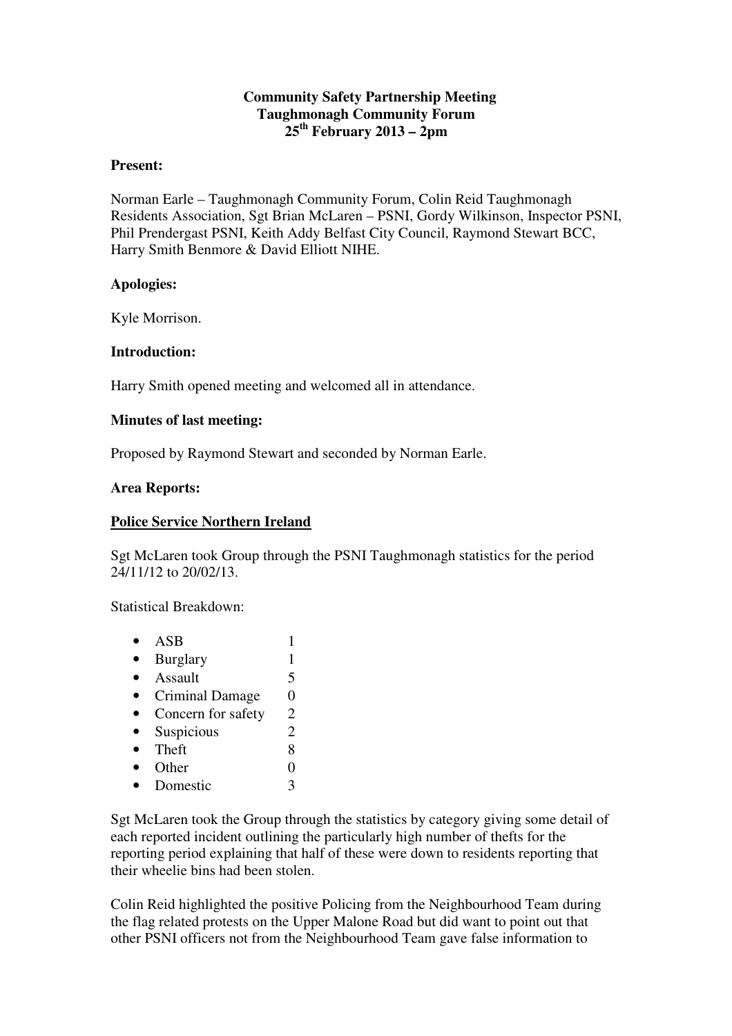**Community Safety Partnership Meeting**
**Taughmonagh Community Forum**
**25th February 2013 – 2pm**

**Present:**

Norman Earle – Taughmonagh Community Forum, Colin Reid Taughmonagh Residents Association, Sgt Brian McLaren – PSNI, Gordy Wilkinson, Inspector PSNI, Phil Prendergast PSNI, Keith Addy Belfast City Council, Raymond Stewart BCC, Harry Smith Benmore & David Elliott NIHE.

**Apologies:**

Kyle Morrison.

**Introduction:**

Harry Smith opened meeting and welcomed all in attendance.

**Minutes of last meeting:**

Proposed by Raymond Stewart and seconded by Norman Earle.

**Area Reports:**

**<u>Police Service Northern Ireland</u>**

Sgt McLaren took Group through the PSNI Taughmonagh statistics for the period 24/11/12 to 20/02/13.

Statistical Breakdown:

- ASB 1
- Burglary 1
- Assault 5
- Criminal Damage 0
- Concern for safety 2
- Suspicious 2
- Theft 8
- Other 0
- Domestic 3

Sgt McLaren took the Group through the statistics by category giving some detail of each reported incident outlining the particularly high number of thefts for the reporting period explaining that half of these were down to residents reporting that their wheelie bins had been stolen.

Colin Reid highlighted the positive Policing from the Neighbourhood Team during the flag related protests on the Upper Malone Road but did want to point out that other PSNI officers not from the Neighbourhood Team gave false information to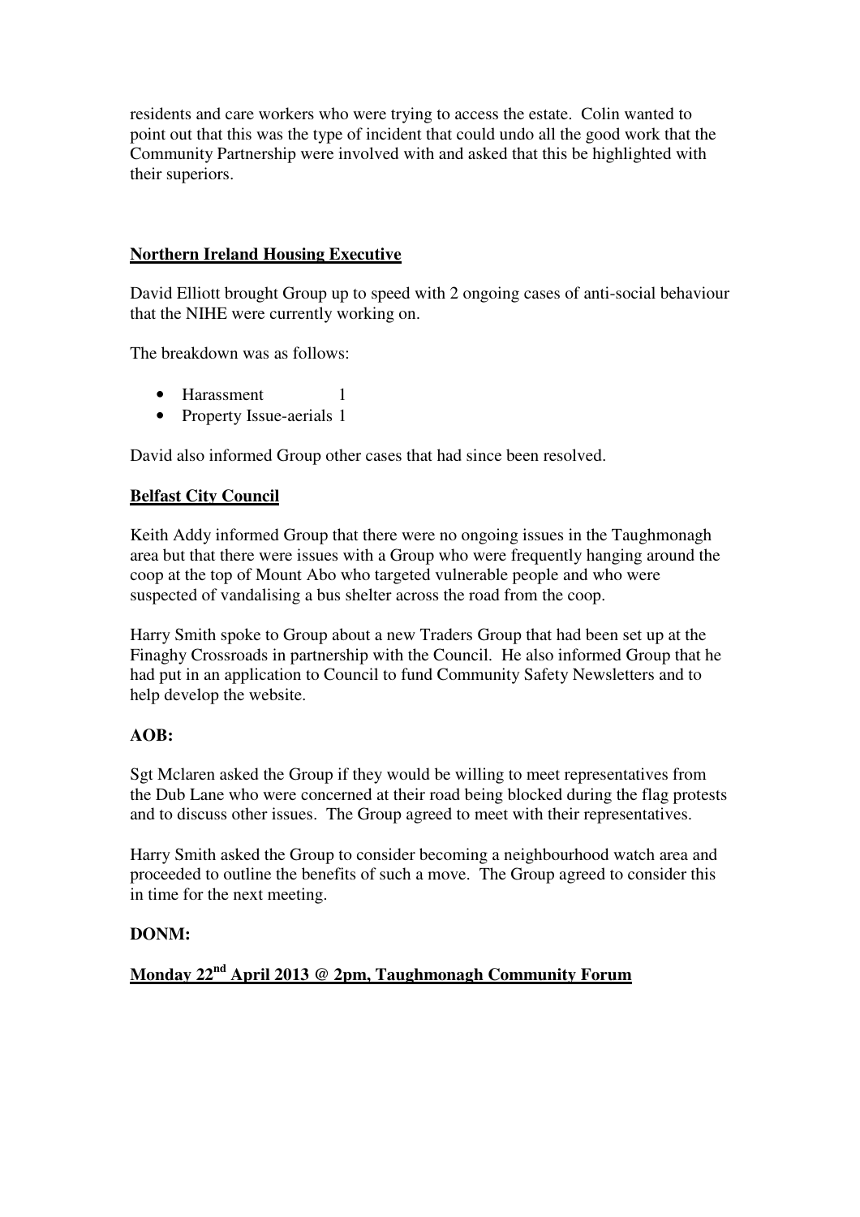residents and care workers who were trying to access the estate. Colin wanted to point out that this was the type of incident that could undo all the good work that the Community Partnership were involved with and asked that this be highlighted with their superiors.

**Northern Ireland Housing Executive**

David Elliott brought Group up to speed with 2 ongoing cases of anti-social behaviour that the NIHE were currently working on.

The breakdown was as follows:

- Harassment 1
- Property Issue-aerials 1

David also informed Group other cases that had since been resolved.

**Belfast City Council**

Keith Addy informed Group that there were no ongoing issues in the Taughmonagh area but that there were issues with a Group who were frequently hanging around the coop at the top of Mount Abo who targeted vulnerable people and who were suspected of vandalising a bus shelter across the road from the coop.

Harry Smith spoke to Group about a new Traders Group that had been set up at the Finaghy Crossroads in partnership with the Council. He also informed Group that he had put in an application to Council to fund Community Safety Newsletters and to help develop the website.

**AOB:**

Sgt Mclaren asked the Group if they would be willing to meet representatives from the Dub Lane who were concerned at their road being blocked during the flag protests and to discuss other issues. The Group agreed to meet with their representatives.

Harry Smith asked the Group to consider becoming a neighbourhood watch area and proceeded to outline the benefits of such a move. The Group agreed to consider this in time for the next meeting.

**DONM:**

**Monday 22nd April 2013 @ 2pm, Taughmonagh Community Forum**